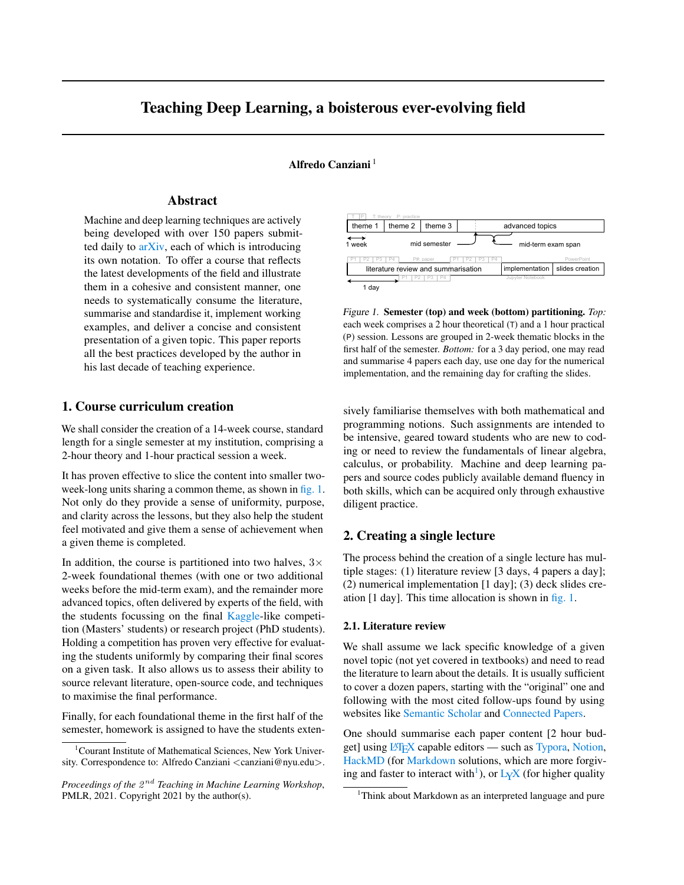# Teaching Deep Learning, a boisterous ever-evolving field

**Alfredo Canziani** [1]

## Abstract

Machine and deep learning techniques are actively being developed with over 150 papers submitted daily to arXiv, each of which is introducing its own notation. To offer a course that reflects the latest developments of the field and illustrate them in a cohesive and consistent manner, one needs to systematically consume the literature, summarise and standardise it, implement working examples, and deliver a concise and consistent presentation of a given topic. This paper reports all the best practices developed by the author in his last decade of teaching experience.

## 1. Course curriculum creation

We shall consider the creation of a 14-week course, standard length for a single semester at my institution, comprising a 2-hour theory and 1-hour practical session a week.

It has proven effective to slice the content into smaller two-week-long units sharing a common theme, as shown in fig. 1. Not only do they provide a sense of uniformity, purpose, and clarity across the lessons, but they also help the student feel motivated and give them a sense of achievement when a given theme is completed.

In addition, the course is partitioned into two halves, $3\times$ 2-week foundational themes (with one or two additional weeks before the mid-term exam), and the remainder more advanced topics, often delivered by experts of the field, with the students focussing on the final Kaggle-like competition (Masters' students) or research project (PhD students). Holding a competition has proven very effective for evaluating the students uniformly by comparing their final scores on a given task. It also allows us to assess their ability to source relevant literature, open-source code, and techniques to maximise the final performance.

Finally, for each foundational theme in the first half of the semester, homework is assigned to have the students extensively familiarise themselves with both mathematical and programming notions. Such assignments are intended to be intensive, geared toward students who are new to coding or need to review the fundamentals of linear algebra, calculus, or probability. Machine and deep learning papers and source codes publicly available demand fluency in both skills, which can be acquired only through exhaustive diligent practice.

*Figure 1.* **Semester (top) and week (bottom) partitioning.** *Top:* each week comprises a 2 hour theoretical (T) and a 1 hour practical (P) session. Lessons are grouped in 2-week thematic blocks in the first half of the semester. *Bottom:* for a 3 day period, one may read and summarise 4 papers each day, use one day for the numerical implementation, and the remaining day for crafting the slides.

## 2. Creating a single lecture

The process behind the creation of a single lecture has multiple stages: (1) literature review [3 days, 4 papers a day]; (2) numerical implementation [1 day]; (3) deck slides creation [1 day]. This time allocation is shown in fig. 1.

### 2.1. Literature review

We shall assume we lack specific knowledge of a given novel topic (not yet covered in textbooks) and need to read the literature to learn about the details. It is usually sufficient to cover a dozen papers, starting with the "original" one and following with the most cited follow-ups found by using websites like Semantic Scholar and Connected Papers.

One should summarise each paper content [2 hour budget] using LaTeX capable editors — such as Typora, Notion, HackMD (for Markdown solutions, which are more forgiving and faster to interact with[1]), or LyX (for higher quality

[1] Courant Institute of Mathematical Sciences, New York University. Correspondence to: Alfredo Canziani <canziani@nyu.edu>.

*Proceedings of the 2nd Teaching in Machine Learning Workshop*, PMLR, 2021. Copyright 2021 by the author(s).

[1] Think about Markdown as an interpreted language and pure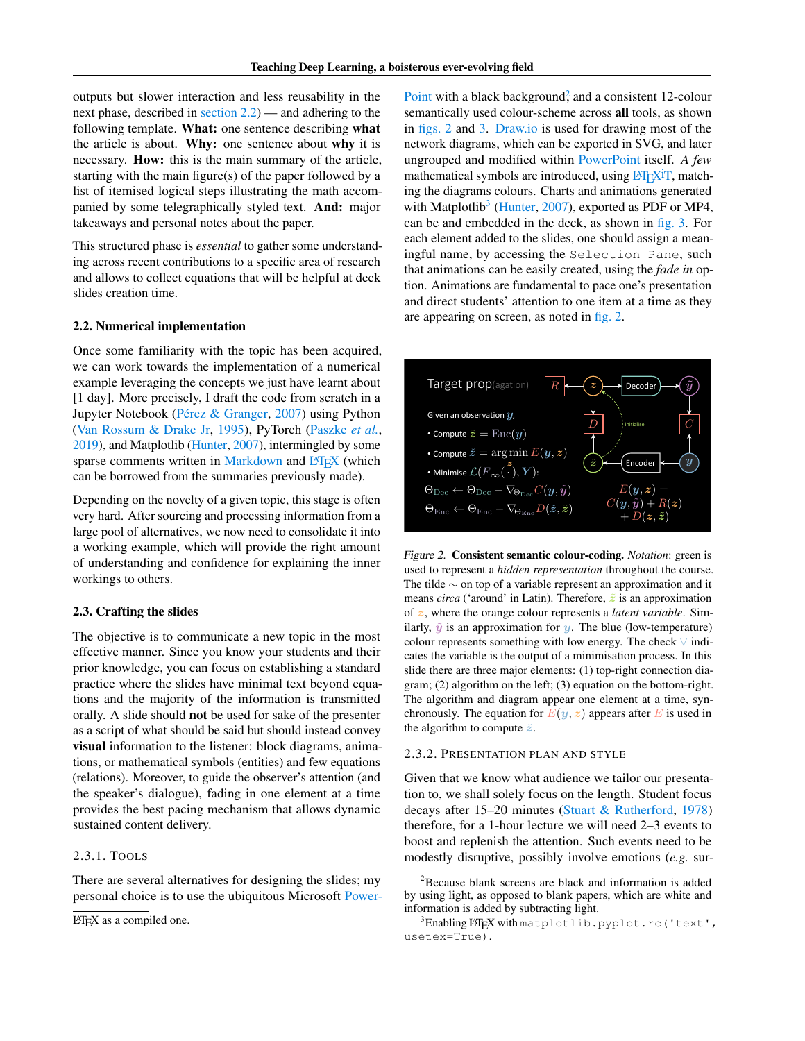outputs but slower interaction and less reusability in the next phase, described in section 2.2) — and adhering to the following template. **What:** one sentence describing **what** the article is about. **Why:** one sentence about **why** it is necessary. **How:** this is the main summary of the article, starting with the main figure(s) of the paper followed by a list of itemised logical steps illustrating the math accompanied by some telegraphically styled text. **And:** major takeaways and personal notes about the paper.

This structured phase is *essential* to gather some understanding across recent contributions to a specific area of research and allows to collect equations that will be helpful at deck slides creation time.

### 2.2. Numerical implementation

Once some familiarity with the topic has been acquired, we can work towards the implementation of a numerical example leveraging the concepts we just have learnt about [1 day]. More precisely, I draft the code from scratch in a Jupyter Notebook (Pérez & Granger, 2007) using Python (Van Rossum & Drake Jr, 1995), PyTorch (Paszke *et al.*, 2019), and Matplotlib (Hunter, 2007), intermingled by some sparse comments written in Markdown and LaTeX (which can be borrowed from the summaries previously made).

Depending on the novelty of a given topic, this stage is often very hard. After sourcing and processing information from a large pool of alternatives, we now need to consolidate it into a working example, which will provide the right amount of understanding and confidence for explaining the inner workings to others.

### 2.3. Crafting the slides

The objective is to communicate a new topic in the most effective manner. Since you know your students and their prior knowledge, you can focus on establishing a standard practice where the slides have minimal text beyond equations and the majority of the information is transmitted orally. A slide should **not** be used for sake of the presenter as a script of what should be said but should instead convey **visual** information to the listener: block diagrams, animations, or mathematical symbols (entities) and few equations (relations). Moreover, to guide the observer's attention (and the speaker's dialogue), fading in one element at a time provides the best pacing mechanism that allows dynamic sustained content delivery.

#### 2.3.1. Tools

There are several alternatives for designing the slides; my personal choice is to use the ubiquitous Microsoft PowerPoint with a black background[2] and a consistent 12-colour semantically used colour-scheme across **all** tools, as shown in figs. 2 and 3. Draw.io is used for drawing most of the network diagrams, which can be exported in SVG, and later ungrouped and modified within PowerPoint itself. *A few* mathematical symbols are introduced, using LaTeXiT, matching the diagrams colours. Charts and animations generated with Matplotlib[3] (Hunter, 2007), exported as PDF or MP4, can be and embedded in the deck, as shown in fig. 3. For each element added to the slides, one should assign a meaningful name, by accessing the `Selection Pane`, such that animations can be easily created, using the *fade in* option. Animations are fundamental to pace one's presentation and direct students' attention to one item at a time as they are appearing on screen, as noted in fig. 2.

*Figure 2.* **Consistent semantic colour-coding.** *Notation*: green is used to represent a *hidden representation* throughout the course. The tilde $\sim$ on top of a variable represent an approximation and it means *circa* ('around' in Latin). Therefore, $\tilde{z}$ is an approximation of $z$, where the orange colour represents a *latent variable*. Similarly, $\tilde{y}$ is an approximation for $y$. The blue (low-temperature) colour represents something with low energy. The check $\vee$ indicates the variable is the output of a minimisation process. In this slide there are three major elements: (1) top-right connection diagram; (2) algorithm on the left; (3) equation on the bottom-right. The algorithm and diagram appear one element at a time, synchronously. The equation for $E(y, z)$ appears after $E$ is used in the algorithm to compute $\check{z}$.

#### 2.3.2. Presentation plan and style

Given that we know what audience we tailor our presentation to, we shall solely focus on the length. Student focus decays after 15–20 minutes (Stuart & Rutherford, 1978) therefore, for a 1-hour lecture we will need 2–3 events to boost and replenish the attention. Such events need to be modestly disruptive, possibly involve emotions (*e.g.* sur-

LaTeX as a compiled one.

[2] Because blank screens are black and information is added by using light, as opposed to blank papers, which are white and information is added by subtracting light.

[3] Enabling LaTeX with `matplotlib.pyplot.rc('text', usetex=True)`.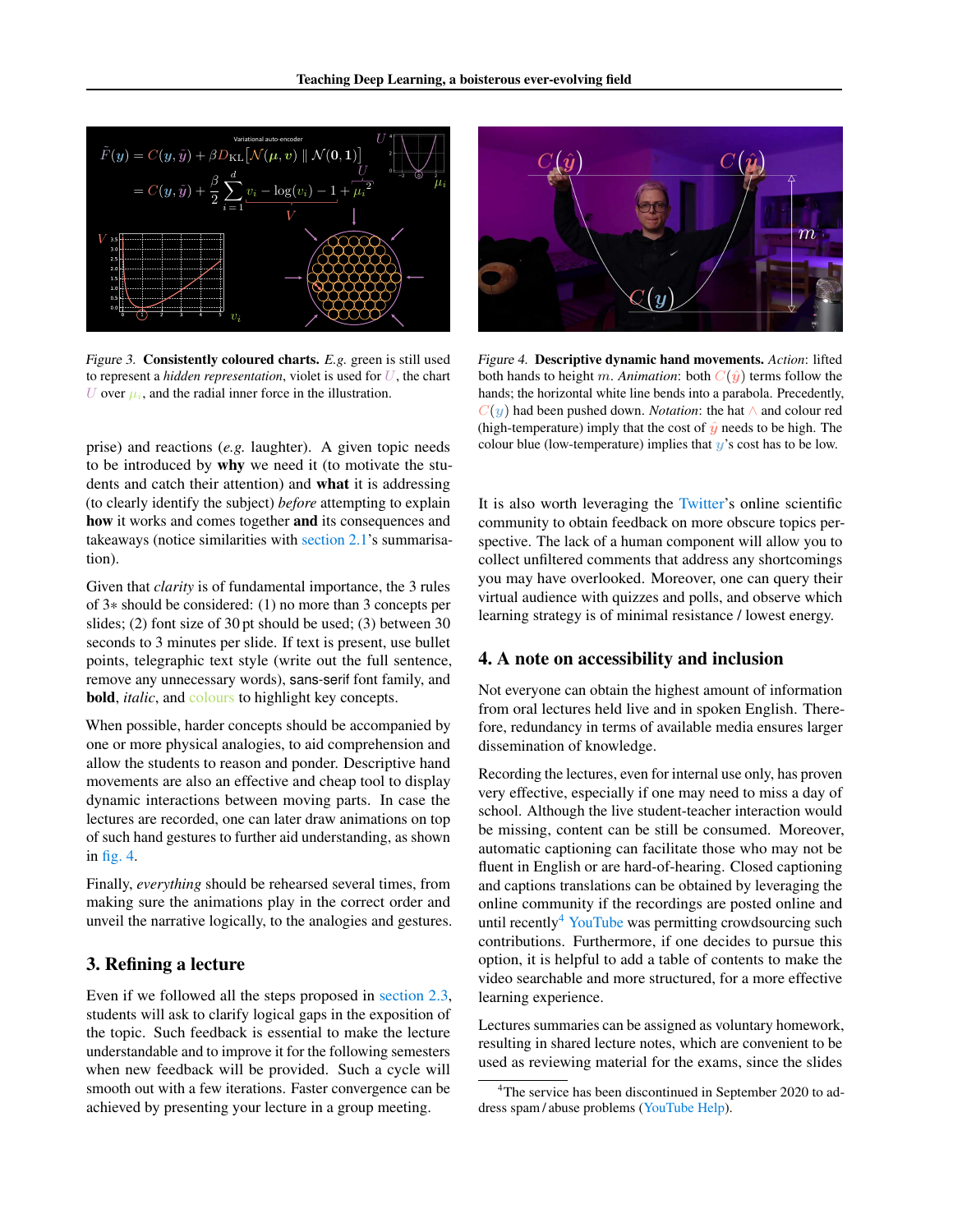*Figure 3.* **Consistently coloured charts.** *E.g.* green is still used to represent a *hidden representation*, violet is used for $U$, the chart $U$ over $\mu_i$, and the radial inner force in the illustration.

*Figure 4.* **Descriptive dynamic hand movements.** *Action*: lifted both hands to height $m$. *Animation*: both $C(\hat{y})$ terms follow the hands; the horizontal white line bends into a parabola. Precedently, $C(y)$ had been pushed down. *Notation*: the hat $\wedge$ and colour red (high-temperature) imply that the cost of $\hat{y}$ needs to be high. The colour blue (low-temperature) implies that $y$'s cost has to be low.

prise) and reactions (*e.g.* laughter). A given topic needs to be introduced by **why** we need it (to motivate the students and catch their attention) and **what** it is addressing (to clearly identify the subject) *before* attempting to explain **how** it works and comes together **and** its consequences and takeaways (notice similarities with section 2.1's summarisation).

Given that *clarity* is of fundamental importance, the 3 rules of $3*$ should be considered: (1) no more than 3 concepts per slides; (2) font size of 30 pt should be used; (3) between 30 seconds to 3 minutes per slide. If text is present, use bullet points, telegraphic text style (write out the full sentence, remove any unnecessary words), sans-serif font family, and **bold**, *italic*, and colours to highlight key concepts.

When possible, harder concepts should be accompanied by one or more physical analogies, to aid comprehension and allow the students to reason and ponder. Descriptive hand movements are also an effective and cheap tool to display dynamic interactions between moving parts. In case the lectures are recorded, one can later draw animations on top of such hand gestures to further aid understanding, as shown in fig. 4.

Finally, *everything* should be rehearsed several times, from making sure the animations play in the correct order and unveil the narrative logically, to the analogies and gestures.

## 3. Refining a lecture

Even if we followed all the steps proposed in section 2.3, students will ask to clarify logical gaps in the exposition of the topic. Such feedback is essential to make the lecture understandable and to improve it for the following semesters when new feedback will be provided. Such a cycle will smooth out with a few iterations. Faster convergence can be achieved by presenting your lecture in a group meeting.

It is also worth leveraging the Twitter's online scientific community to obtain feedback on more obscure topics perspective. The lack of a human component will allow you to collect unfiltered comments that address any shortcomings you may have overlooked. Moreover, one can query their virtual audience with quizzes and polls, and observe which learning strategy is of minimal resistance / lowest energy.

## 4. A note on accessibility and inclusion

Not everyone can obtain the highest amount of information from oral lectures held live and in spoken English. Therefore, redundancy in terms of available media ensures larger dissemination of knowledge.

Recording the lectures, even for internal use only, has proven very effective, especially if one may need to miss a day of school. Although the live student-teacher interaction would be missing, content can be still be consumed. Moreover, automatic captioning can facilitate those who may not be fluent in English or are hard-of-hearing. Closed captioning and captions translations can be obtained by leveraging the online community if the recordings are posted online and until recently[4] YouTube was permitting crowdsourcing such contributions. Furthermore, if one decides to pursue this option, it is helpful to add a table of contents to make the video searchable and more structured, for a more effective learning experience.

Lectures summaries can be assigned as voluntary homework, resulting in shared lecture notes, which are convenient to be used as reviewing material for the exams, since the slides

[4] The service has been discontinued in September 2020 to address spam / abuse problems (YouTube Help).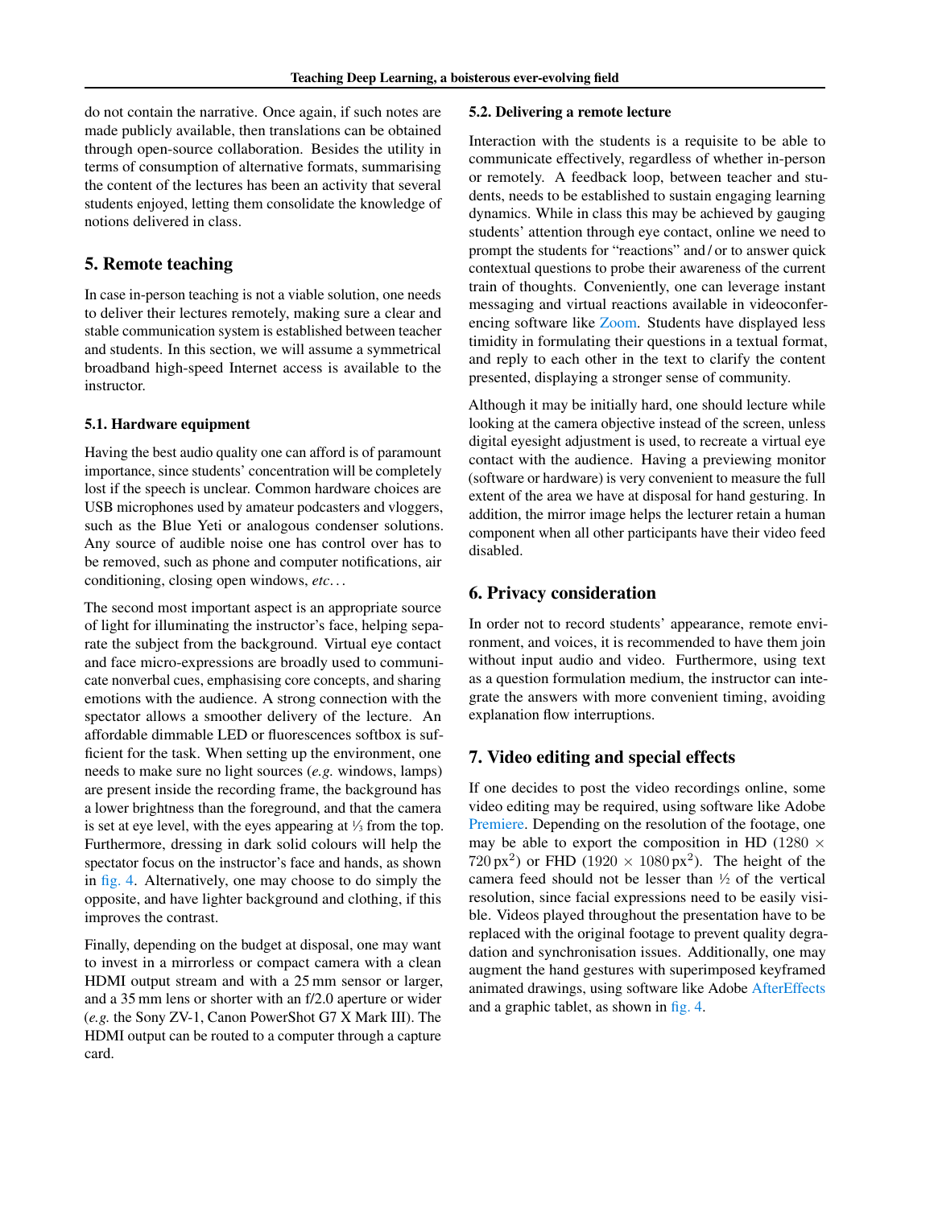do not contain the narrative. Once again, if such notes are made publicly available, then translations can be obtained through open-source collaboration. Besides the utility in terms of consumption of alternative formats, summarising the content of the lectures has been an activity that several students enjoyed, letting them consolidate the knowledge of notions delivered in class.

## 5. Remote teaching

In case in-person teaching is not a viable solution, one needs to deliver their lectures remotely, making sure a clear and stable communication system is established between teacher and students. In this section, we will assume a symmetrical broadband high-speed Internet access is available to the instructor.

### 5.1. Hardware equipment

Having the best audio quality one can afford is of paramount importance, since students' concentration will be completely lost if the speech is unclear. Common hardware choices are USB microphones used by amateur podcasters and vloggers, such as the Blue Yeti or analogous condenser solutions. Any source of audible noise one has control over has to be removed, such as phone and computer notifications, air conditioning, closing open windows, *etc.*..

The second most important aspect is an appropriate source of light for illuminating the instructor's face, helping separate the subject from the background. Virtual eye contact and face micro-expressions are broadly used to communicate nonverbal cues, emphasising core concepts, and sharing emotions with the audience. A strong connection with the spectator allows a smoother delivery of the lecture. An affordable dimmable LED or fluorescences softbox is sufficient for the task. When setting up the environment, one needs to make sure no light sources (*e.g.* windows, lamps) are present inside the recording frame, the background has a lower brightness than the foreground, and that the camera is set at eye level, with the eyes appearing at ⅓ from the top. Furthermore, dressing in dark solid colours will help the spectator focus on the instructor's face and hands, as shown in fig. 4. Alternatively, one may choose to do simply the opposite, and have lighter background and clothing, if this improves the contrast.

Finally, depending on the budget at disposal, one may want to invest in a mirrorless or compact camera with a clean HDMI output stream and with a 25 mm sensor or larger, and a 35 mm lens or shorter with an f/2.0 aperture or wider (*e.g.* the Sony ZV-1, Canon PowerShot G7 X Mark III). The HDMI output can be routed to a computer through a capture card.

### 5.2. Delivering a remote lecture

Interaction with the students is a requisite to be able to communicate effectively, regardless of whether in-person or remotely. A feedback loop, between teacher and students, needs to be established to sustain engaging learning dynamics. While in class this may be achieved by gauging students' attention through eye contact, online we need to prompt the students for "reactions" and / or to answer quick contextual questions to probe their awareness of the current train of thoughts. Conveniently, one can leverage instant messaging and virtual reactions available in videoconferencing software like Zoom. Students have displayed less timidity in formulating their questions in a textual format, and reply to each other in the text to clarify the content presented, displaying a stronger sense of community.

Although it may be initially hard, one should lecture while looking at the camera objective instead of the screen, unless digital eyesight adjustment is used, to recreate a virtual eye contact with the audience. Having a previewing monitor (software or hardware) is very convenient to measure the full extent of the area we have at disposal for hand gesturing. In addition, the mirror image helps the lecturer retain a human component when all other participants have their video feed disabled.

## 6. Privacy consideration

In order not to record students' appearance, remote environment, and voices, it is recommended to have them join without input audio and video. Furthermore, using text as a question formulation medium, the instructor can integrate the answers with more convenient timing, avoiding explanation flow interruptions.

## 7. Video editing and special effects

If one decides to post the video recordings online, some video editing may be required, using software like Adobe Premiere. Depending on the resolution of the footage, one may be able to export the composition in HD ($1280 \times 720\,\text{px}^2$) or FHD ($1920 \times 1080\,\text{px}^2$). The height of the camera feed should not be lesser than ½ of the vertical resolution, since facial expressions need to be easily visible. Videos played throughout the presentation have to be replaced with the original footage to prevent quality degradation and synchronisation issues. Additionally, one may augment the hand gestures with superimposed keyframed animated drawings, using software like Adobe AfterEffects and a graphic tablet, as shown in fig. 4.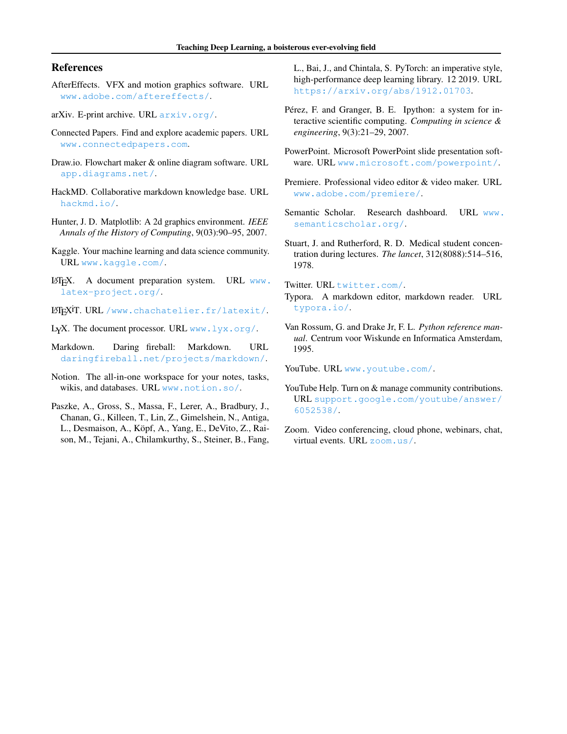## References

AfterEffects. VFX and motion graphics software. URL www.adobe.com/aftereffects/.

arXiv. E-print archive. URL arxiv.org/.

Connected Papers. Find and explore academic papers. URL www.connectedpapers.com.

Draw.io. Flowchart maker & online diagram software. URL app.diagrams.net/.

HackMD. Collaborative markdown knowledge base. URL hackmd.io/.

Hunter, J. D. Matplotlib: A 2d graphics environment. *IEEE Annals of the History of Computing*, 9(03):90–95, 2007.

Kaggle. Your machine learning and data science community. URL www.kaggle.com/.

LaTeX. A document preparation system. URL www.latex-project.org/.

LaTeXiT. URL /www.chachatelier.fr/latexit/.

LyX. The document processor. URL www.lyx.org/.

Markdown. Daring fireball: Markdown. URL daringfireball.net/projects/markdown/.

Notion. The all-in-one workspace for your notes, tasks, wikis, and databases. URL www.notion.so/.

Paszke, A., Gross, S., Massa, F., Lerer, A., Bradbury, J., Chanan, G., Killeen, T., Lin, Z., Gimelshein, N., Antiga, L., Desmaison, A., Köpf, A., Yang, E., DeVito, Z., Raison, M., Tejani, A., Chilamkurthy, S., Steiner, B., Fang, L., Bai, J., and Chintala, S. PyTorch: an imperative style, high-performance deep learning library. 12 2019. URL https://arxiv.org/abs/1912.01703.

Pérez, F. and Granger, B. E. Ipython: a system for interactive scientific computing. *Computing in science & engineering*, 9(3):21–29, 2007.

PowerPoint. Microsoft PowerPoint slide presentation software. URL www.microsoft.com/powerpoint/.

Premiere. Professional video editor & video maker. URL www.adobe.com/premiere/.

Semantic Scholar. Research dashboard. URL www.semanticscholar.org/.

Stuart, J. and Rutherford, R. D. Medical student concentration during lectures. *The lancet*, 312(8088):514–516, 1978.

Twitter. URL twitter.com/.

Typora. A markdown editor, markdown reader. URL typora.io/.

Van Rossum, G. and Drake Jr, F. L. *Python reference manual*. Centrum voor Wiskunde en Informatica Amsterdam, 1995.

YouTube. URL www.youtube.com/.

YouTube Help. Turn on & manage community contributions. URL support.google.com/youtube/answer/6052538/.

Zoom. Video conferencing, cloud phone, webinars, chat, virtual events. URL zoom.us/.